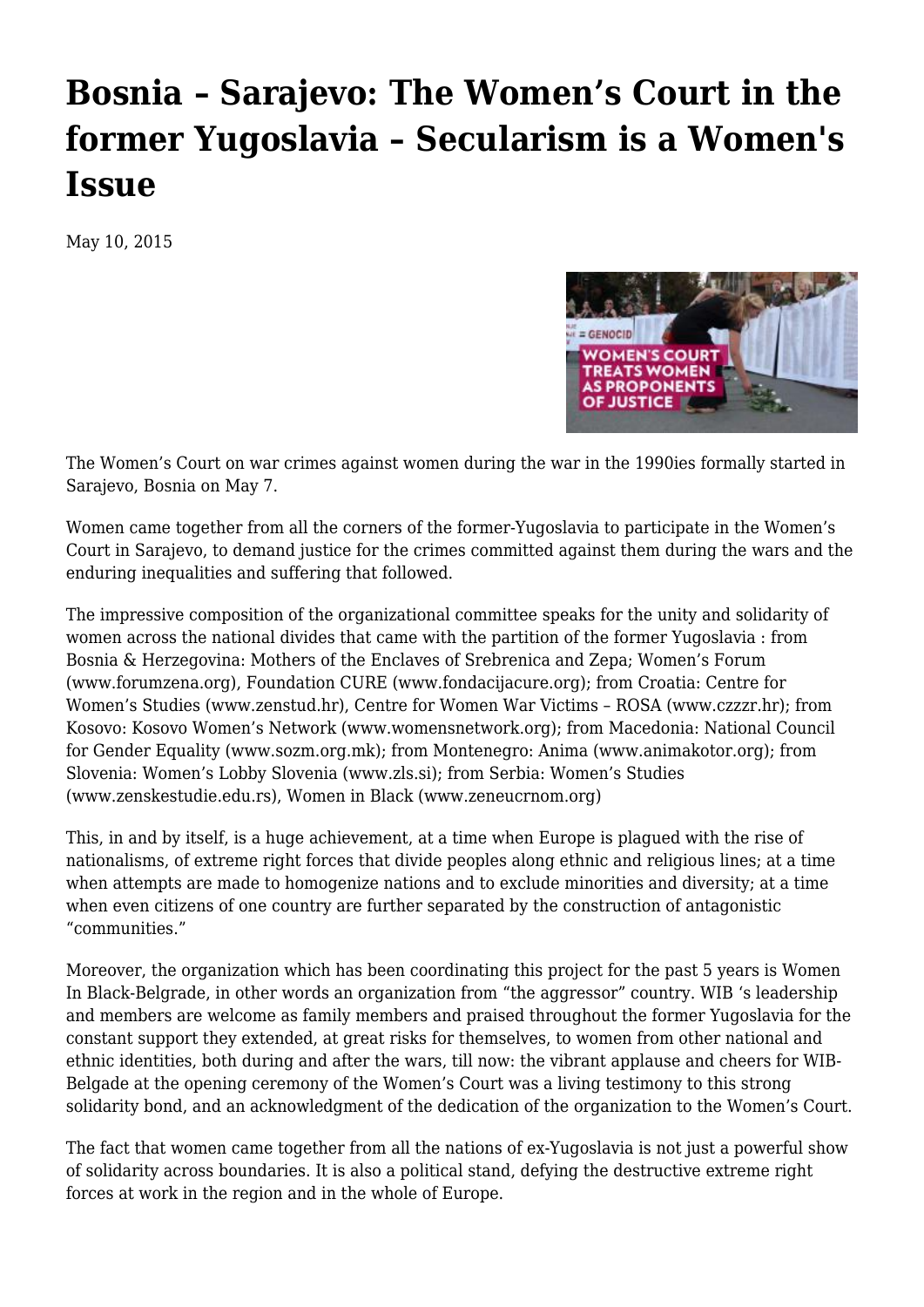# Bosnia – Sarajevo: The Women's Court in the former Yugoslavia – Secularism is a Women's Issue

May 10, 2015

The Women's Court on war crimes against women during the war in the 1990ies formally started in Sarajevo, Bosnia on May 7.

Women came together from all the corners of the former-Yugoslavia to participate in the Women's Court in Sarajevo, to demand justice for the crimes committed against them during the wars and the enduring inequalities and suffering that followed.

The impressive composition of the organizational committee speaks for the unity and solidarity of women across the national divides that came with the partition of the former Yugoslavia : from Bosnia & Herzegovina: Mothers of the Enclaves of Srebrenica and Zepa; Women's Forum (www.forumzena.org), Foundation CURE (www.fondacijacure.org); from Croatia: Centre for Women's Studies (www.zenstud.hr), Centre for Women War Victims – ROSA (www.czzzr.hr); from Kosovo: Kosovo Women's Network (www.womensnetwork.org); from Macedonia: National Council for Gender Equality (www.sozm.org.mk); from Montenegro: Anima (www.animakotor.org); from Slovenia: Women's Lobby Slovenia (www.zls.si); from Serbia: Women's Studies (www.zenskestudie.edu.rs), Women in Black (www.zeneucrnom.org)

This, in and by itself, is a huge achievement, at a time when Europe is plagued with the rise of nationalisms, of extreme right forces that divide peoples along ethnic and religious lines; at a time when attempts are made to homogenize nations and to exclude minorities and diversity; at a time when even citizens of one country are further separated by the construction of antagonistic "communities."

Moreover, the organization which has been coordinating this project for the past 5 years is Women In Black-Belgrade, in other words an organization from "the aggressor" country. WIB 's leadership and members are welcome as family members and praised throughout the former Yugoslavia for the constant support they extended, at great risks for themselves, to women from other national and ethnic identities, both during and after the wars, till now: the vibrant applause and cheers for WIB-Belgade at the opening ceremony of the Women's Court was a living testimony to this strong solidarity bond, and an acknowledgment of the dedication of the organization to the Women's Court.

The fact that women came together from all the nations of ex-Yugoslavia is not just a powerful show of solidarity across boundaries. It is also a political stand, defying the destructive extreme right forces at work in the region and in the whole of Europe.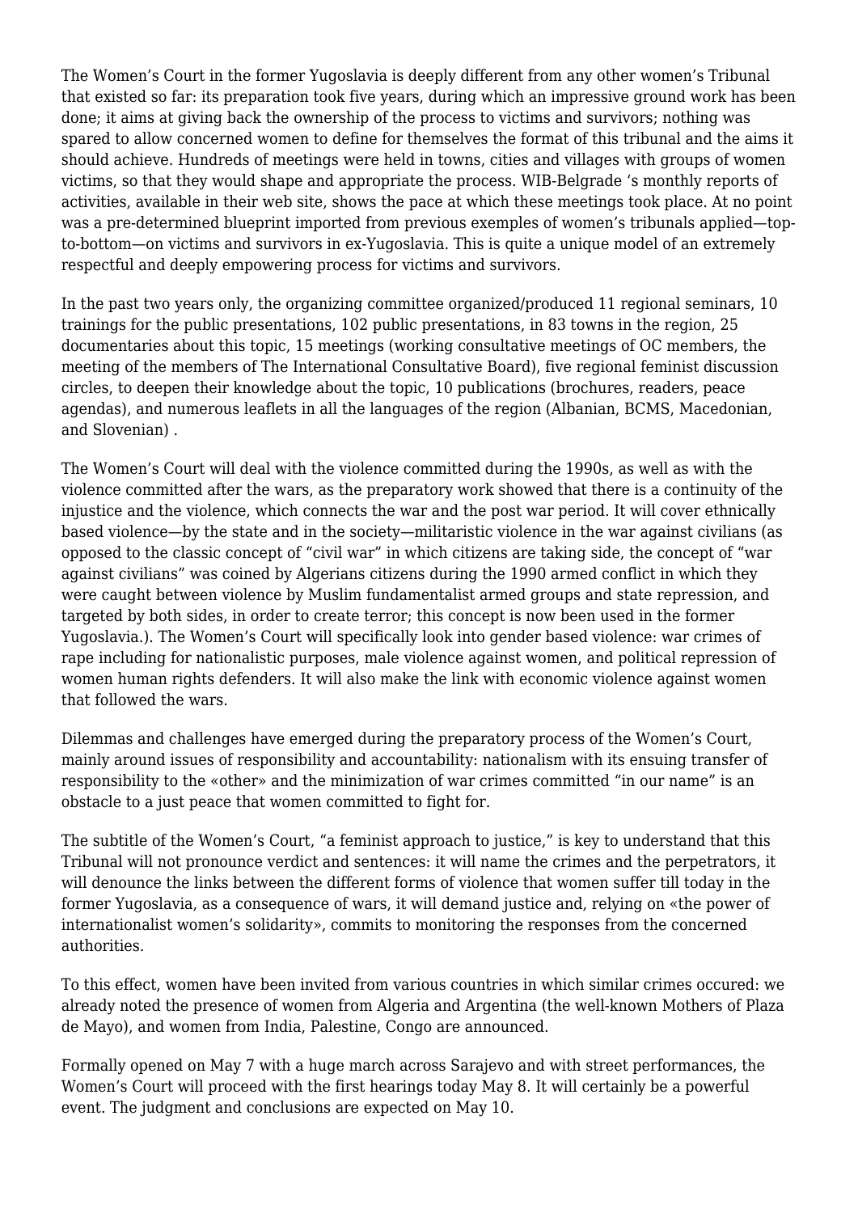The Women's Court in the former Yugoslavia is deeply different from any other women's Tribunal that existed so far: its preparation took five years, during which an impressive ground work has been done; it aims at giving back the ownership of the process to victims and survivors; nothing was spared to allow concerned women to define for themselves the format of this tribunal and the aims it should achieve. Hundreds of meetings were held in towns, cities and villages with groups of women victims, so that they would shape and appropriate the process. WIB-Belgrade 's monthly reports of activities, available in their web site, shows the pace at which these meetings took place. At no point was a pre-determined blueprint imported from previous exemples of women's tribunals applied—top-to-bottom—on victims and survivors in ex-Yugoslavia. This is quite a unique model of an extremely respectful and deeply empowering process for victims and survivors.

In the past two years only, the organizing committee organized/produced 11 regional seminars, 10 trainings for the public presentations, 102 public presentations, in 83 towns in the region, 25 documentaries about this topic, 15 meetings (working consultative meetings of OC members, the meeting of the members of The International Consultative Board), five regional feminist discussion circles, to deepen their knowledge about the topic, 10 publications (brochures, readers, peace agendas), and numerous leaflets in all the languages of the region (Albanian, BCMS, Macedonian, and Slovenian) .

The Women's Court will deal with the violence committed during the 1990s, as well as with the violence committed after the wars, as the preparatory work showed that there is a continuity of the injustice and the violence, which connects the war and the post war period. It will cover ethnically based violence—by the state and in the society—militaristic violence in the war against civilians (as opposed to the classic concept of "civil war" in which citizens are taking side, the concept of "war against civilians" was coined by Algerians citizens during the 1990 armed conflict in which they were caught between violence by Muslim fundamentalist armed groups and state repression, and targeted by both sides, in order to create terror; this concept is now been used in the former Yugoslavia.). The Women's Court will specifically look into gender based violence: war crimes of rape including for nationalistic purposes, male violence against women, and political repression of women human rights defenders. It will also make the link with economic violence against women that followed the wars.

Dilemmas and challenges have emerged during the preparatory process of the Women's Court, mainly around issues of responsibility and accountability: nationalism with its ensuing transfer of responsibility to the «other» and the minimization of war crimes committed "in our name" is an obstacle to a just peace that women committed to fight for.

The subtitle of the Women's Court, "a feminist approach to justice," is key to understand that this Tribunal will not pronounce verdict and sentences: it will name the crimes and the perpetrators, it will denounce the links between the different forms of violence that women suffer till today in the former Yugoslavia, as a consequence of wars, it will demand justice and, relying on «the power of internationalist women's solidarity», commits to monitoring the responses from the concerned authorities.

To this effect, women have been invited from various countries in which similar crimes occured: we already noted the presence of women from Algeria and Argentina (the well-known Mothers of Plaza de Mayo), and women from India, Palestine, Congo are announced.

Formally opened on May 7 with a huge march across Sarajevo and with street performances, the Women's Court will proceed with the first hearings today May 8. It will certainly be a powerful event. The judgment and conclusions are expected on May 10.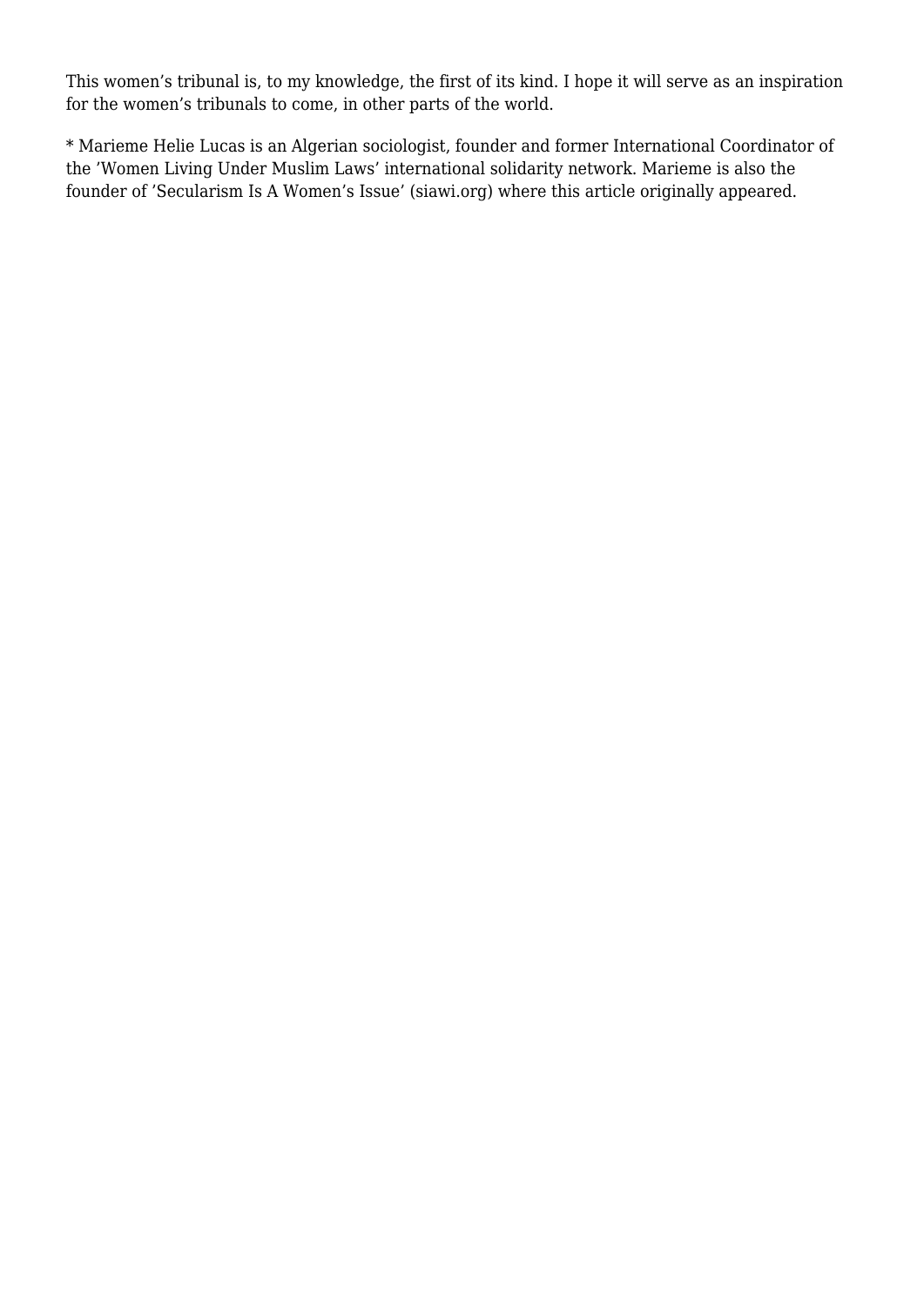This women's tribunal is, to my knowledge, the first of its kind. I hope it will serve as an inspiration for the women's tribunals to come, in other parts of the world.

* Marieme Helie Lucas is an Algerian sociologist, founder and former International Coordinator of the 'Women Living Under Muslim Laws' international solidarity network. Marieme is also the founder of 'Secularism Is A Women's Issue' (siawi.org) where this article originally appeared.